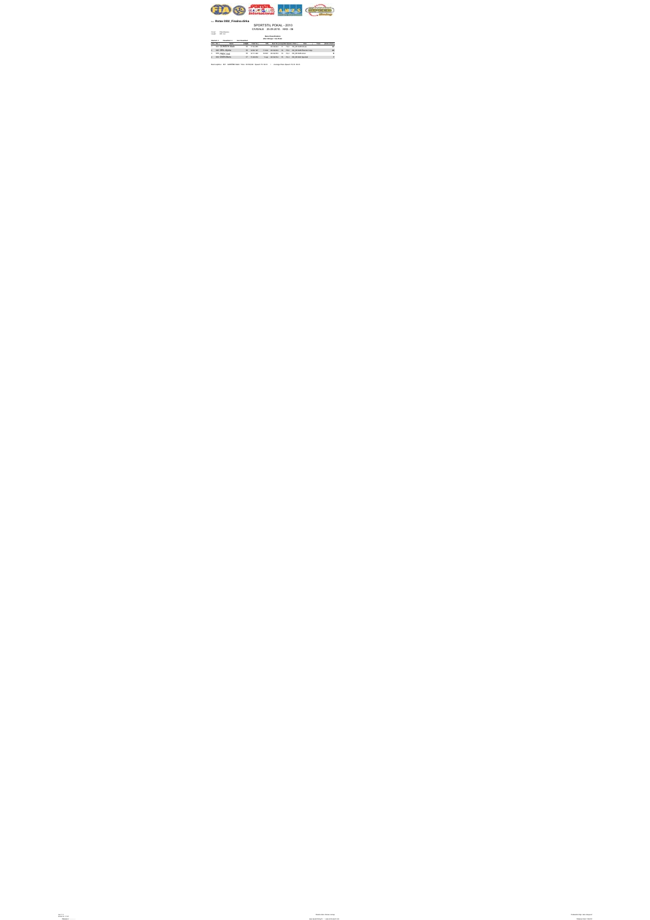Race **Rotax DD2_Finalna dirka**

SPORTSTIL POKAL - 2010

CIVIDALE 25.09.2010 KKS - 06

Circuit: Pista Alpe Adria
Length: 957 mtr

**Best Classification**
After 20 laps = 14:19.534

| Pos | No. | Name | Best | Total Tm | Diff | Best Tm | In Lap | Best Speed | Class | Club | Team | Points |
|---|---|---|---|---|---|---|---|---|---|---|---|---|
| 1 | 601 | GORŠEK Mark | 20 | 14:19.534 | | 00:40.864 | 19 | 79.8 | DD_W Antrax kart | | | 25 |
| 2 | 603 | OREL Aljoša | 19 | 14:31.107 | 11.573 | 00:40.952 | 13 | 79.6 | DD_W AMD Drive Kart | | | 20 |
| 3 | 606 | FRECA Uroš | 18 | 14:11.482 | 52.063 | 00:40.933 | 12 | 79.4 | DD_W AMS tab | | | 16 |
| 4 | 608 | ŠIMIĆ Marko | 17 | 14:14.662 | 3 Lap | 00:41.011 | 18 | 79.2 | DD_W AMS Sportstil | | | 13 |

Best Lap: 601 GORŠEK Mark Time: 00:40.864 Speed 79.8 km/h | Average Race Speed 78.21 km/h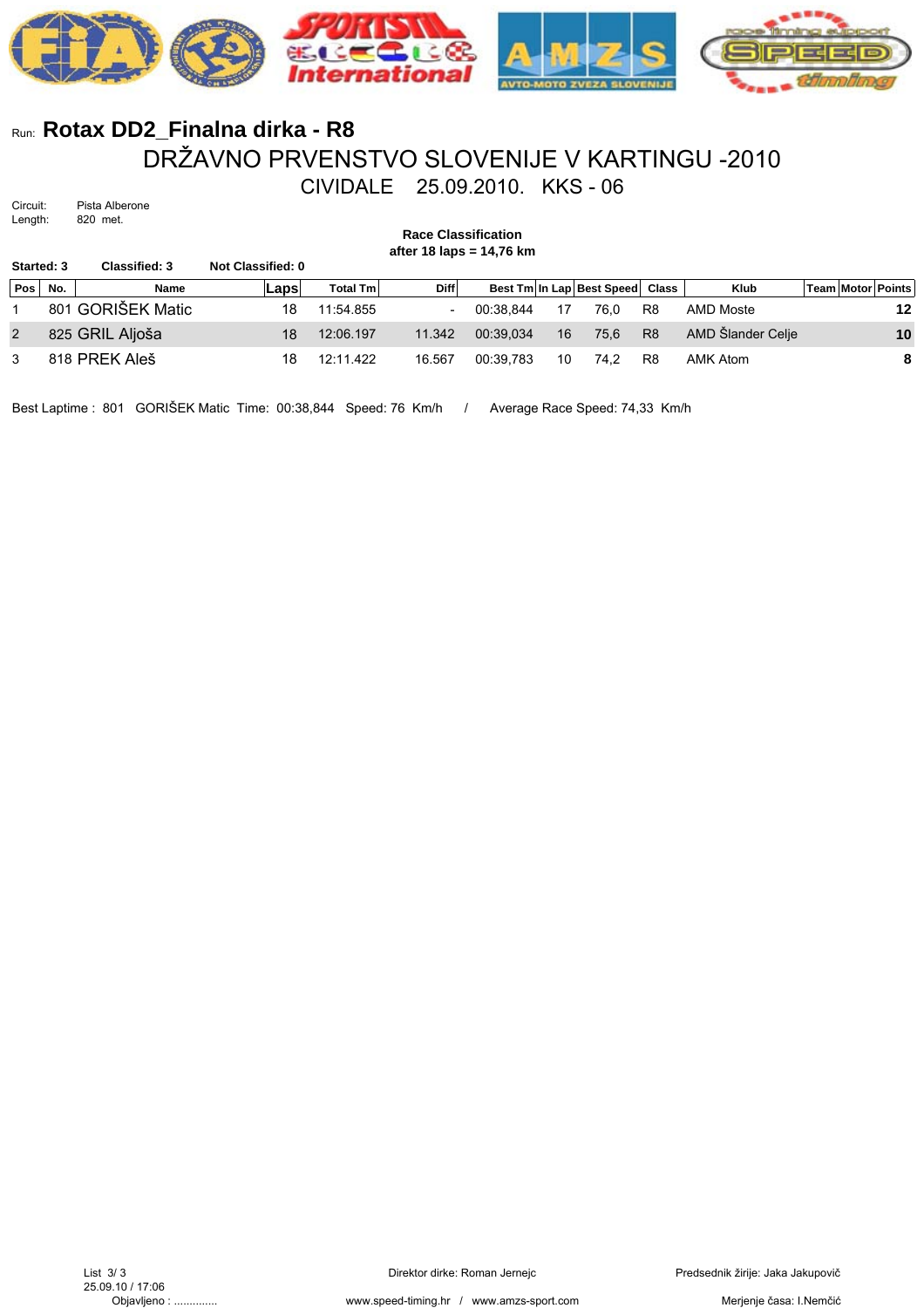Run: **Rotax DD2_Finalna dirka - R8**

# DRŽAVNO PRVENSTVO SLOVENIJE V KARTINGU -2010

## CIVIDALE 25.09.2010. KKS - 06

Circuit: Pista Alberone
Length: 820 met.

**Race Classification**
**after 18 laps = 14,76 km**

**Started: 3** **Classified: 3** **Not Classified: 0**

| Pos | No. | Name | Laps | Total Tm | Diff | Best Tm | In Lap | Best Speed | Class | Klub | Team | Motor | Points |
|---|---|---|---|---|---|---|---|---|---|---|---|---|---|
| 1 | 801 | GORIŠEK Matic | 18 | 11:54.855 | - | 00:38,844 | 17 | 76,0 | R8 | AMD Moste | | | 12 |
| 2 | 825 | GRIL Aljoša | 18 | 12:06.197 | 11.342 | 00:39,034 | 16 | 75,6 | R8 | AMD Šlander Celje | | | 10 |
| 3 | 818 | PREK Aleš | 18 | 12:11.422 | 16.567 | 00:39,783 | 10 | 74,2 | R8 | AMK Atom | | | 8 |

Best Laptime : 801 GORIŠEK Matic Time: 00:38,844 Speed: 76 Km/h / Average Race Speed: 74,33 Km/h

25.09.10 / 17:06
Objavljeno : .............

Direktor dirke: Roman Jernejc

Predsednik žirije: Jaka Jakupovič

www.speed-timing.hr / www.amzs-sport.com

Merjenje časa: I.Nemčić